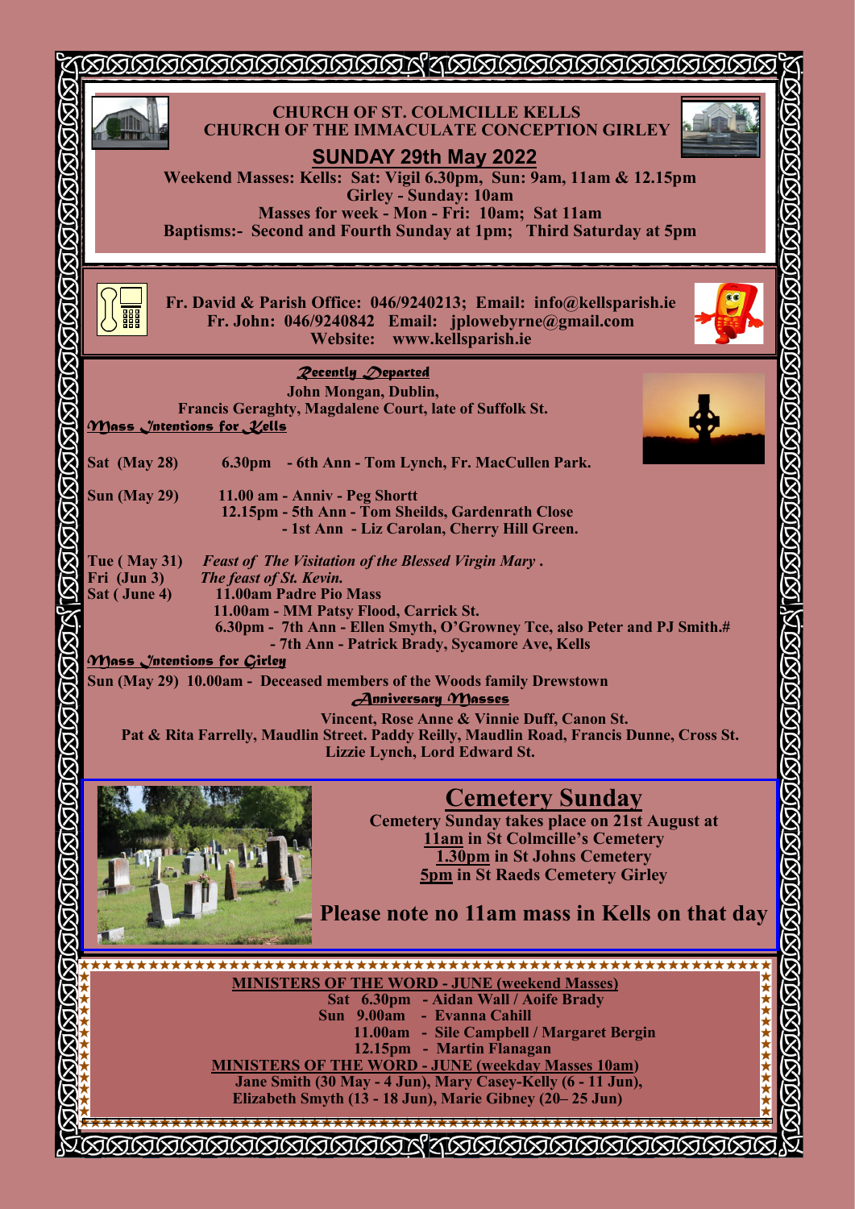# CHURCH OF ST. COLMCILLE KELLS
# CHURCH OF THE IMMACULATE CONCEPTION GIRLEY

## SUNDAY 29th May 2022

**Weekend Masses: Kells: Sat: Vigil 6.30pm, Sun: 9am, 11am & 12.15pm**
**Girley - Sunday: 10am**
**Masses for week - Mon - Fri: 10am; Sat 11am**
**Baptisms:- Second and Fourth Sunday at 1pm; Third Saturday at 5pm**

**Fr. David & Parish Office: 046/9240213; Email: info@kellsparish.ie**
**Fr. John: 046/9240842 Email: jplowebyrne@gmail.com**
**Website: www.kellsparish.ie**

### *Recently Departed*

**John Mongan, Dublin,**
**Francis Geraghty, Magdalene Court, late of Suffolk St.**

### *Mass Intentions for Kells*

**Sat (May 28)** 6.30pm - 6th Ann - Tom Lynch, Fr. MacCullen Park.

**Sun (May 29)** 11.00 am - Anniv - Peg Shortt
12.15pm - 5th Ann - Tom Sheilds, Gardenrath Close
- 1st Ann - Liz Carolan, Cherry Hill Green.

**Tue ( May 31)** *Feast of The Visitation of the Blessed Virgin Mary .*
**Fri (Jun 3)** *The feast of St. Kevin.*
**Sat ( June 4)** 11.00am Padre Pio Mass
11.00am - MM Patsy Flood, Carrick St.
6.30pm - 7th Ann - Ellen Smyth, O'Growney Tce, also Peter and PJ Smith.#
- 7th Ann - Patrick Brady, Sycamore Ave, Kells

### *Mass Intentions for Girley*

**Sun (May 29) 10.00am - Deceased members of the Woods family Drewstown**

### *Anniversary Masses*

**Vincent, Rose Anne & Vinnie Duff, Canon St.**
**Pat & Rita Farrelly, Maudlin Street. Paddy Reilly, Maudlin Road, Francis Dunne, Cross St.**
**Lizzie Lynch, Lord Edward St.**

## Cemetery Sunday

**Cemetery Sunday takes place on 21st August at**
**11am in St Colmcille's Cemetery**
**1.30pm in St Johns Cemetery**
**5pm in St Raeds Cemetery Girley**

**Please note no 11am mass in Kells on that day**

**MINISTERS OF THE WORD - JUNE (weekend Masses)**

Sat 6.30pm - Aidan Wall / Aoife Brady
Sun 9.00am - Evanna Cahill
11.00am - Sile Campbell / Margaret Bergin
12.15pm - Martin Flanagan

**MINISTERS OF THE WORD - JUNE (weekday Masses 10am)**

Jane Smith (30 May - 4 Jun), Mary Casey-Kelly (6 - 11 Jun),
Elizabeth Smyth (13 - 18 Jun), Marie Gibney (20– 25 Jun)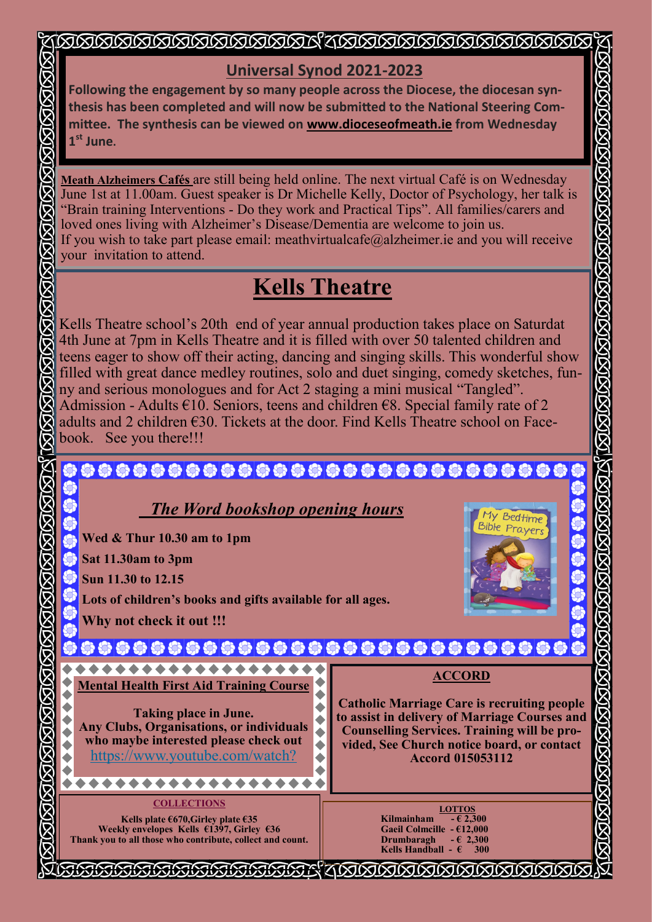## Universal Synod 2021-2023

**Following the engagement by so many people across the Diocese, the diocesan synthesis has been completed and will now be submitted to the National Steering Committee. The synthesis can be viewed on www.dioceseofmeath.ie from Wednesday 1st June.**

**Meath Alzheimers Cafés** are still being held online. The next virtual Café is on Wednesday June 1st at 11.00am. Guest speaker is Dr Michelle Kelly, Doctor of Psychology, her talk is "Brain training Interventions - Do they work and Practical Tips". All families/carers and loved ones living with Alzheimer's Disease/Dementia are welcome to join us.
If you wish to take part please email: meathvirtualcafe@alzheimer.ie and you will receive your invitation to attend.

# Kells Theatre

Kells Theatre school's 20th end of year annual production takes place on Saturdat 4th June at 7pm in Kells Theatre and it is filled with over 50 talented children and teens eager to show off their acting, dancing and singing skills. This wonderful show filled with great dance medley routines, solo and duet singing, comedy sketches, funny and serious monologues and for Act 2 staging a mini musical "Tangled". Admission - Adults €10. Seniors, teens and children €8. Special family rate of 2 adults and 2 children €30. Tickets at the door. Find Kells Theatre school on Facebook. See you there!!!

## *The Word bookshop opening hours*

**Wed & Thur 10.30 am to 1pm**

**Sat 11.30am to 3pm**

**Sun 11.30 to 12.15**

**Lots of children's books and gifts available for all ages.**

**Why not check it out !!!**

**Mental Health First Aid Training Course**

**Taking place in June.**
**Any Clubs, Organisations, or individuals who maybe interested please check out**
https://www.youtube.com/watch?

**ACCORD**

**Catholic Marriage Care is recruiting people to assist in delivery of Marriage Courses and Counselling Services. Training will be provided, See Church notice board, or contact Accord 015053112**

**COLLECTIONS**

**Kells plate €670,Girley plate €35**
**Weekly envelopes Kells €1397, Girley €36**
**Thank you to all those who contribute, collect and count.**

**LOTTOS**

**Kilmainham - € 2,300**
**Gaeil Colmcille - €12,000**
**Drumbaragh - € 2,300**
**Kells Handball - € 300**